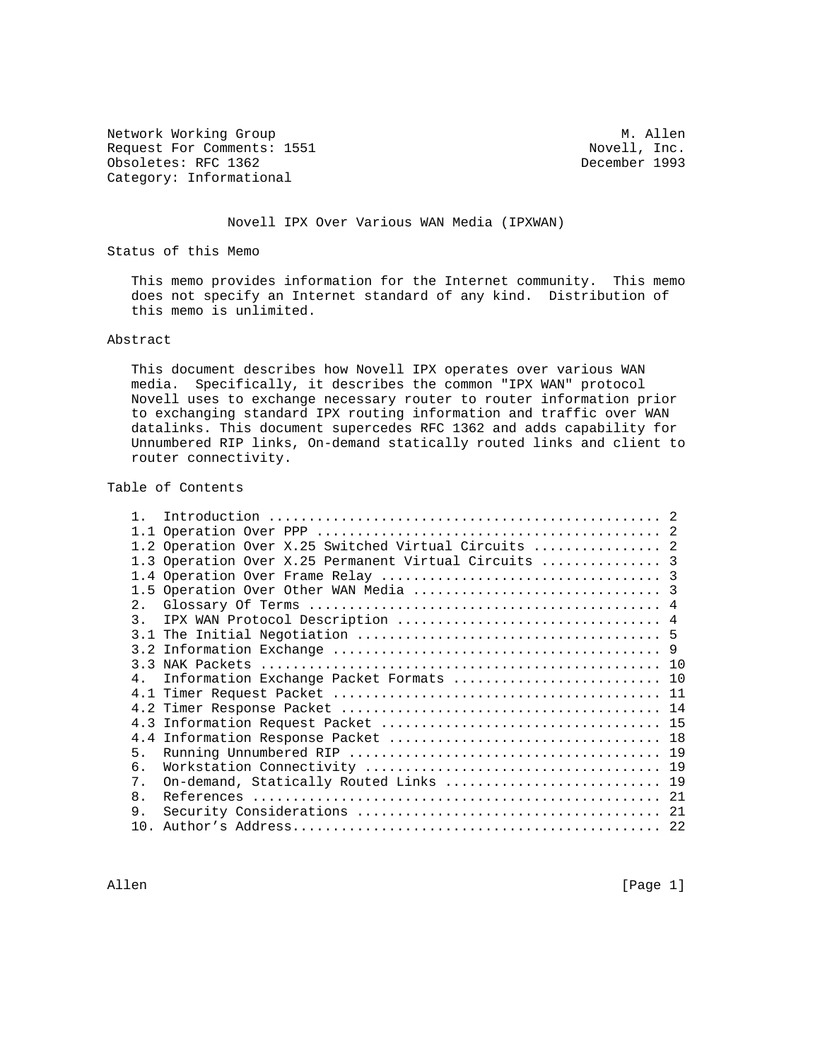Network Working Group M. Allen
Request For Comments: 1551 Novell, Inc.
Obsoletes: RFC 1362 December 1993
Category: Informational

# Novell IPX Over Various WAN Media (IPXWAN)

## Status of this Memo

This memo provides information for the Internet community. This memo does not specify an Internet standard of any kind. Distribution of this memo is unlimited.

## Abstract

This document describes how Novell IPX operates over various WAN media. Specifically, it describes the common "IPX WAN" protocol Novell uses to exchange necessary router to router information prior to exchanging standard IPX routing information and traffic over WAN datalinks. This document supercedes RFC 1362 and adds capability for Unnumbered RIP links, On-demand statically routed links and client to router connectivity.

## Table of Contents

```
1.  Introduction ................................................ 2
1.1 Operation Over PPP .......................................... 2
1.2 Operation Over X.25 Switched Virtual Circuits ............... 2
1.3 Operation Over X.25 Permanent Virtual Circuits .............. 3
1.4 Operation Over Frame Relay .................................. 3
1.5 Operation Over Other WAN Media .............................. 3
2.  Glossary Of Terms ........................................... 4
3.  IPX WAN Protocol Description ................................ 4
3.1 The Initial Negotiation ..................................... 5
3.2 Information Exchange ........................................ 9
3.3 NAK Packets ................................................. 10
4.  Information Exchange Packet Formats ......................... 10
4.1 Timer Request Packet ........................................ 11
4.2 Timer Response Packet ....................................... 14
4.3 Information Request Packet .................................. 15
4.4 Information Response Packet ................................. 18
5.  Running Unnumbered RIP ...................................... 19
6.  Workstation Connectivity .................................... 19
7.  On-demand, Statically Routed Links .......................... 19
8.  References .................................................. 21
9.  Security Considerations ..................................... 21
10. Author's Address............................................. 22
```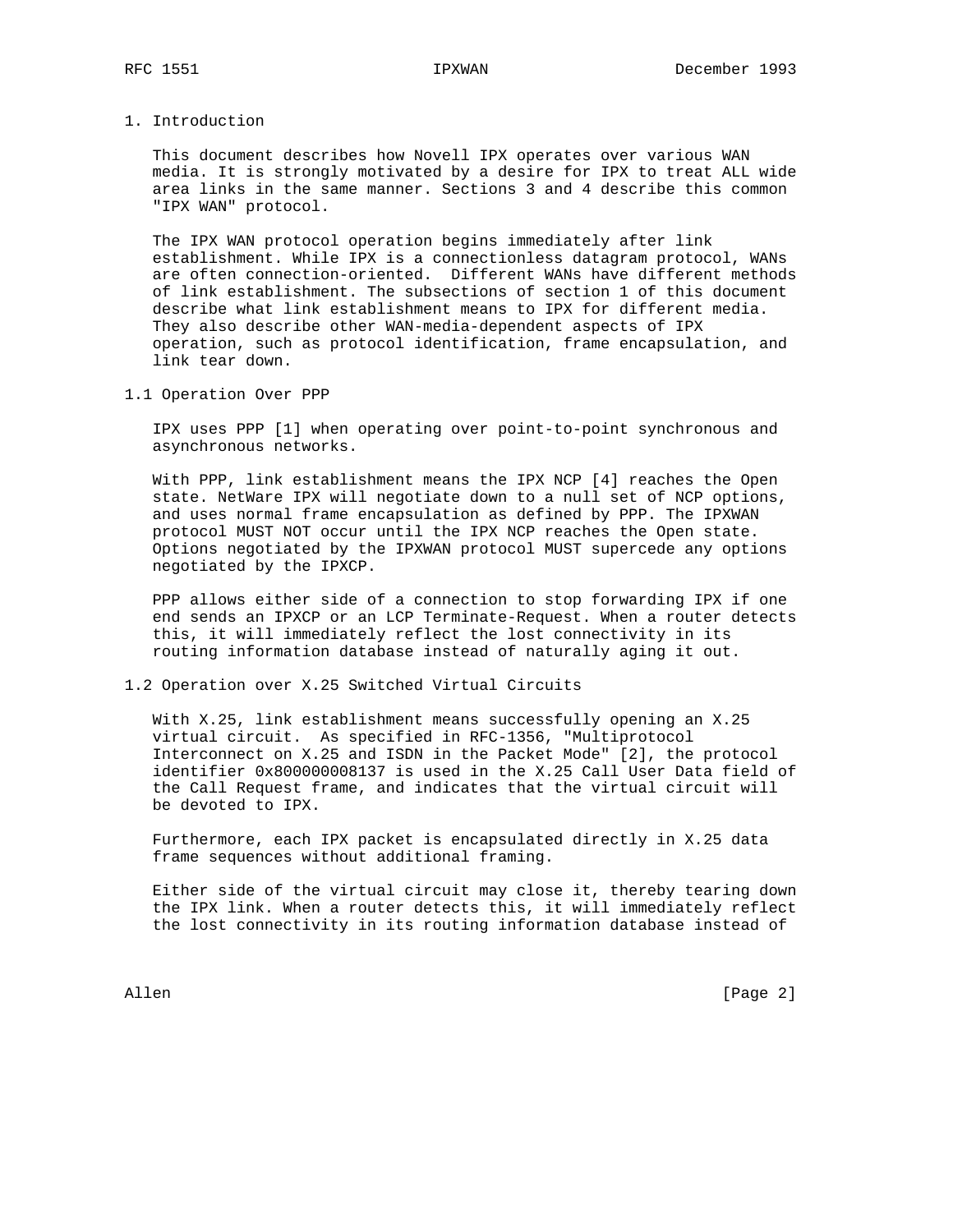# 1. Introduction

This document describes how Novell IPX operates over various WAN media. It is strongly motivated by a desire for IPX to treat ALL wide area links in the same manner. Sections 3 and 4 describe this common "IPX WAN" protocol.

The IPX WAN protocol operation begins immediately after link establishment. While IPX is a connectionless datagram protocol, WANs are often connection-oriented. Different WANs have different methods of link establishment. The subsections of section 1 of this document describe what link establishment means to IPX for different media. They also describe other WAN-media-dependent aspects of IPX operation, such as protocol identification, frame encapsulation, and link tear down.

## 1.1 Operation Over PPP

IPX uses PPP [1] when operating over point-to-point synchronous and asynchronous networks.

With PPP, link establishment means the IPX NCP [4] reaches the Open state. NetWare IPX will negotiate down to a null set of NCP options, and uses normal frame encapsulation as defined by PPP. The IPXWAN protocol MUST NOT occur until the IPX NCP reaches the Open state. Options negotiated by the IPXWAN protocol MUST supercede any options negotiated by the IPXCP.

PPP allows either side of a connection to stop forwarding IPX if one end sends an IPXCP or an LCP Terminate-Request. When a router detects this, it will immediately reflect the lost connectivity in its routing information database instead of naturally aging it out.

## 1.2 Operation over X.25 Switched Virtual Circuits

With X.25, link establishment means successfully opening an X.25 virtual circuit. As specified in RFC-1356, "Multiprotocol Interconnect on X.25 and ISDN in the Packet Mode" [2], the protocol identifier 0x800000008137 is used in the X.25 Call User Data field of the Call Request frame, and indicates that the virtual circuit will be devoted to IPX.

Furthermore, each IPX packet is encapsulated directly in X.25 data frame sequences without additional framing.

Either side of the virtual circuit may close it, thereby tearing down the IPX link. When a router detects this, it will immediately reflect the lost connectivity in its routing information database instead of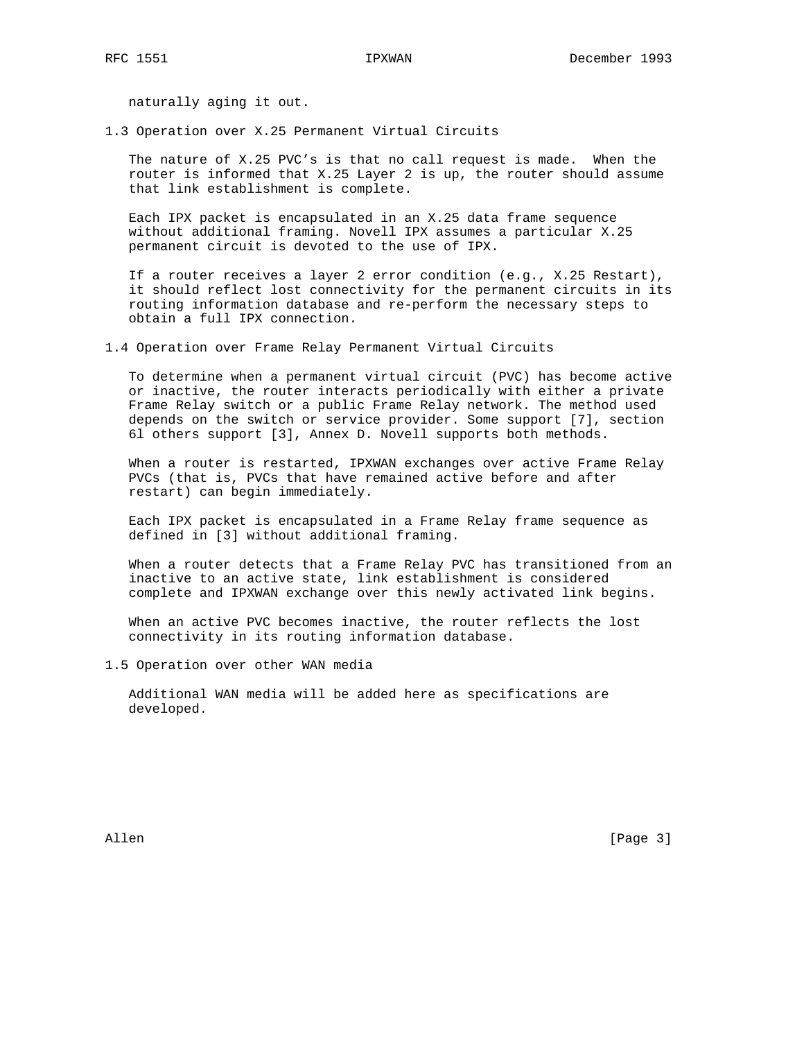naturally aging it out.

## 1.3 Operation over X.25 Permanent Virtual Circuits

The nature of X.25 PVC's is that no call request is made. When the router is informed that X.25 Layer 2 is up, the router should assume that link establishment is complete.

Each IPX packet is encapsulated in an X.25 data frame sequence without additional framing. Novell IPX assumes a particular X.25 permanent circuit is devoted to the use of IPX.

If a router receives a layer 2 error condition (e.g., X.25 Restart), it should reflect lost connectivity for the permanent circuits in its routing information database and re-perform the necessary steps to obtain a full IPX connection.

## 1.4 Operation over Frame Relay Permanent Virtual Circuits

To determine when a permanent virtual circuit (PVC) has become active or inactive, the router interacts periodically with either a private Frame Relay switch or a public Frame Relay network. The method used depends on the switch or service provider. Some support [7], section 6l others support [3], Annex D. Novell supports both methods.

When a router is restarted, IPXWAN exchanges over active Frame Relay PVCs (that is, PVCs that have remained active before and after restart) can begin immediately.

Each IPX packet is encapsulated in a Frame Relay frame sequence as defined in [3] without additional framing.

When a router detects that a Frame Relay PVC has transitioned from an inactive to an active state, link establishment is considered complete and IPXWAN exchange over this newly activated link begins.

When an active PVC becomes inactive, the router reflects the lost connectivity in its routing information database.

## 1.5 Operation over other WAN media

Additional WAN media will be added here as specifications are developed.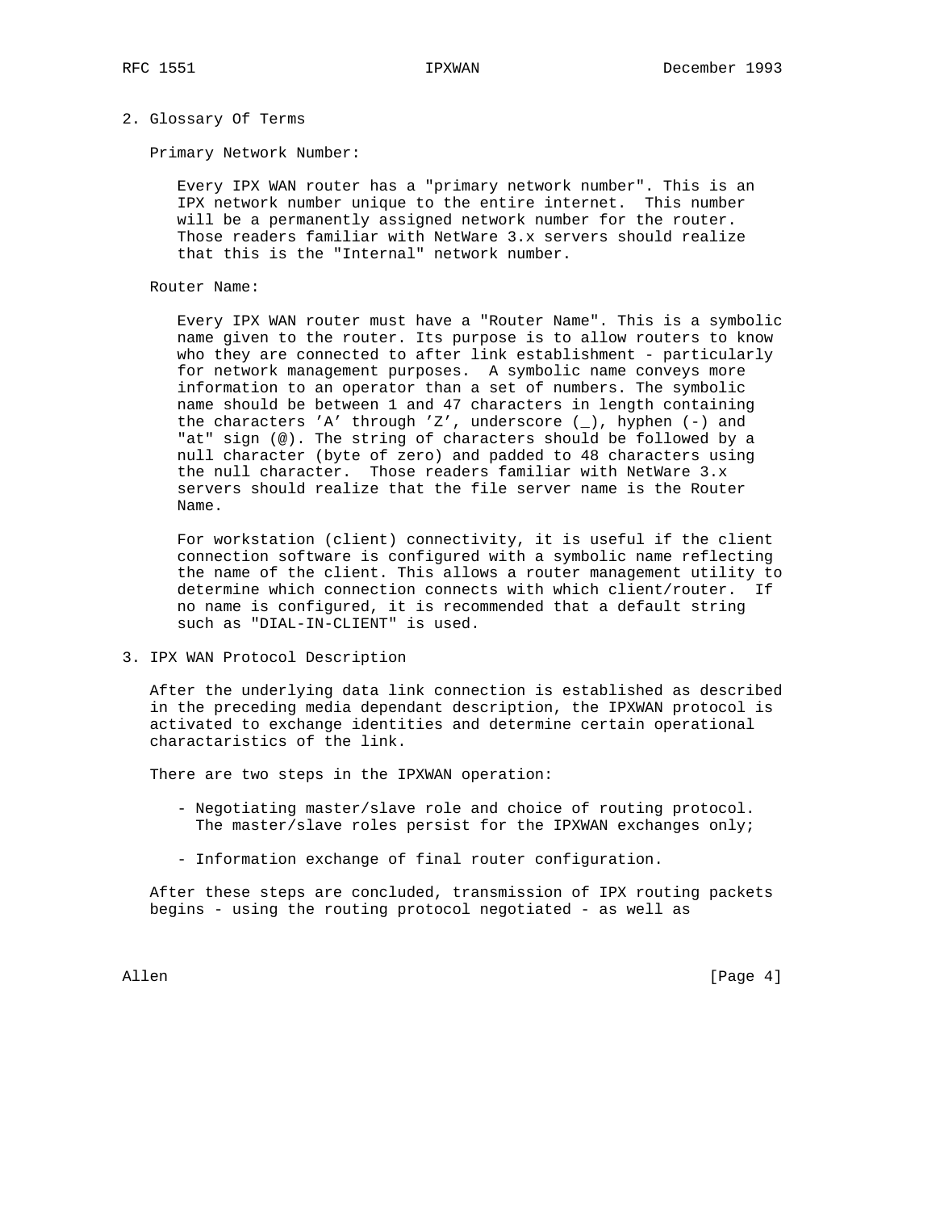## 2. Glossary Of Terms

Primary Network Number:

Every IPX WAN router has a "primary network number". This is an IPX network number unique to the entire internet. This number will be a permanently assigned network number for the router. Those readers familiar with NetWare 3.x servers should realize that this is the "Internal" network number.

Router Name:

Every IPX WAN router must have a "Router Name". This is a symbolic name given to the router. Its purpose is to allow routers to know who they are connected to after link establishment - particularly for network management purposes. A symbolic name conveys more information to an operator than a set of numbers. The symbolic name should be between 1 and 47 characters in length containing the characters 'A' through 'Z', underscore (_), hyphen (-) and "at" sign (@). The string of characters should be followed by a null character (byte of zero) and padded to 48 characters using the null character. Those readers familiar with NetWare 3.x servers should realize that the file server name is the Router Name.

For workstation (client) connectivity, it is useful if the client connection software is configured with a symbolic name reflecting the name of the client. This allows a router management utility to determine which connection connects with which client/router. If no name is configured, it is recommended that a default string such as "DIAL-IN-CLIENT" is used.

## 3. IPX WAN Protocol Description

After the underlying data link connection is established as described in the preceding media dependant description, the IPXWAN protocol is activated to exchange identities and determine certain operational charactaristics of the link.

There are two steps in the IPXWAN operation:

- Negotiating master/slave role and choice of routing protocol. The master/slave roles persist for the IPXWAN exchanges only;
- Information exchange of final router configuration.

After these steps are concluded, transmission of IPX routing packets begins - using the routing protocol negotiated - as well as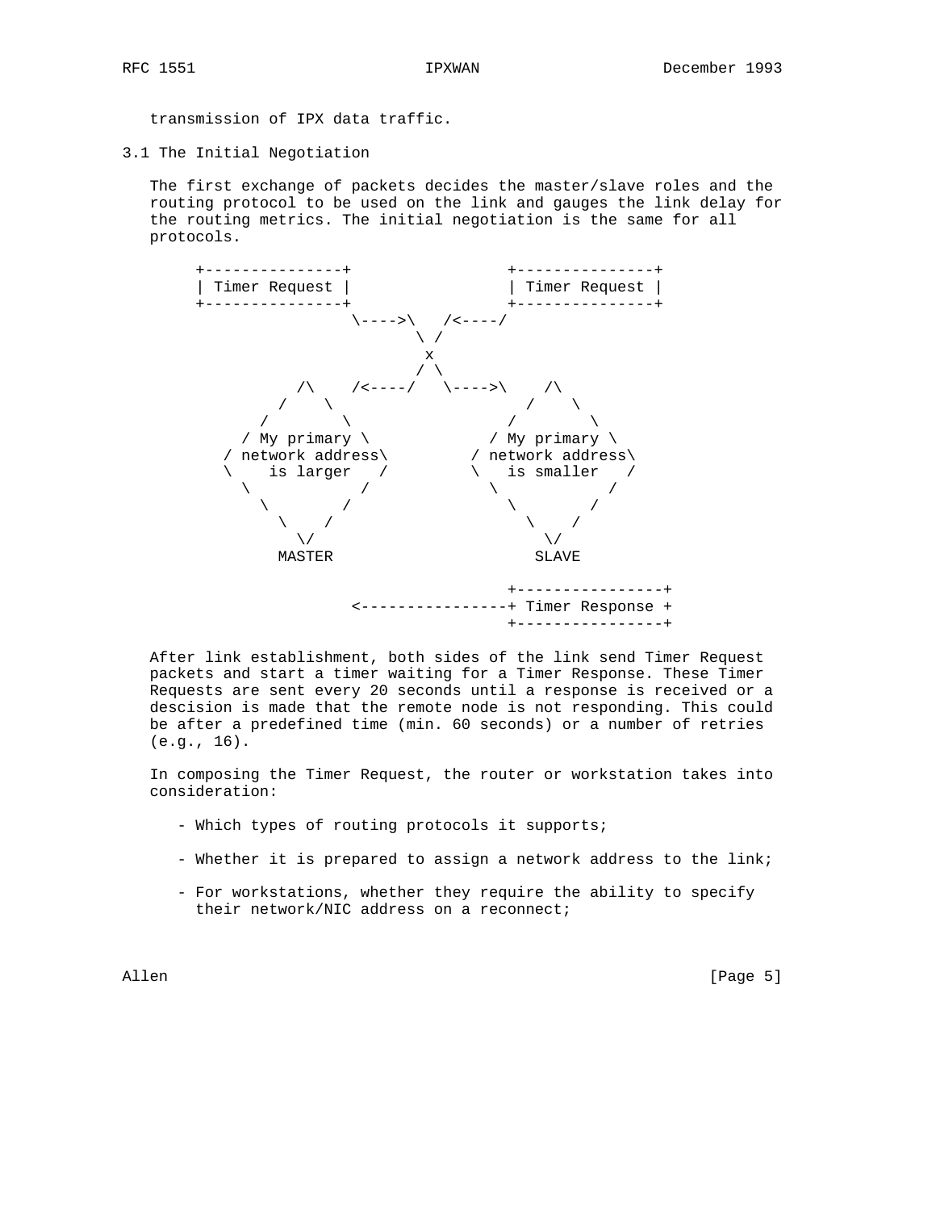transmission of IPX data traffic.

## 3.1 The Initial Negotiation

The first exchange of packets decides the master/slave roles and the routing protocol to be used on the link and gauges the link delay for the routing metrics. The initial negotiation is the same for all protocols.

```
      +---------------+                 +---------------+
      | Timer Request |                 | Timer Request |
      +---------------+                 +---------------+
                      \---->\   /<----/
                             \ /
                              x
                             / \
              /\    /<----/   \---->\    /\
            /    \                     /    \
          /        \                 /        \
        / My primary \             / My primary \
       / network address\         / network address\
       \    is larger   /         \   is smaller   /
         \            /             \            /
           \        /                 \        /
             \    /                     \    /
              \/                         \/
            MASTER                      SLAVE

                                    +----------------+
                      <-----------------+ Timer Response +
                                    +----------------+
```

After link establishment, both sides of the link send Timer Request packets and start a timer waiting for a Timer Response. These Timer Requests are sent every 20 seconds until a response is received or a descision is made that the remote node is not responding. This could be after a predefined time (min. 60 seconds) or a number of retries (e.g., 16).

In composing the Timer Request, the router or workstation takes into consideration:

- Which types of routing protocols it supports;
- Whether it is prepared to assign a network address to the link;
- For workstations, whether they require the ability to specify their network/NIC address on a reconnect;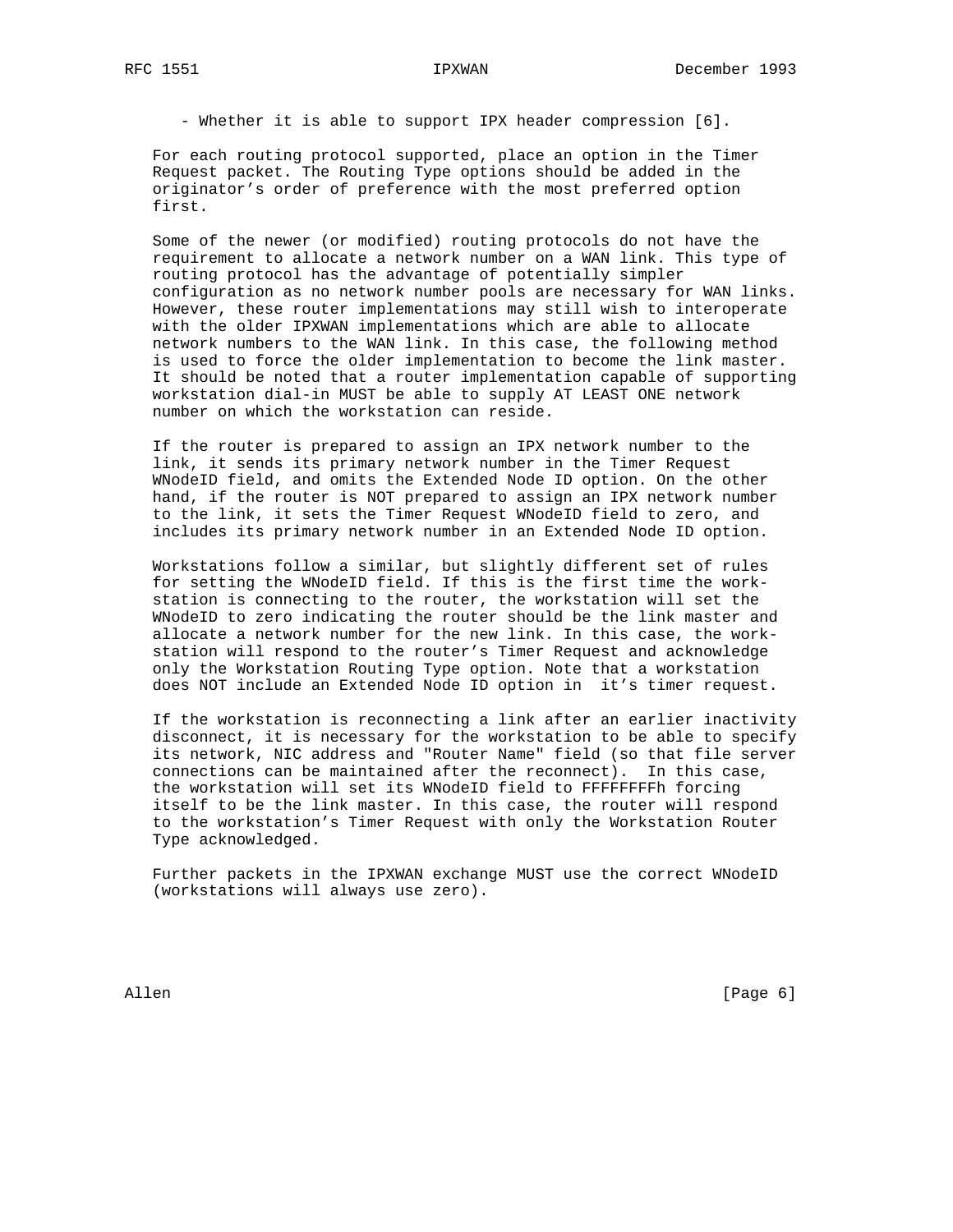- Whether it is able to support IPX header compression [6].

For each routing protocol supported, place an option in the Timer Request packet. The Routing Type options should be added in the originator's order of preference with the most preferred option first.

Some of the newer (or modified) routing protocols do not have the requirement to allocate a network number on a WAN link. This type of routing protocol has the advantage of potentially simpler configuration as no network number pools are necessary for WAN links. However, these router implementations may still wish to interoperate with the older IPXWAN implementations which are able to allocate network numbers to the WAN link. In this case, the following method is used to force the older implementation to become the link master. It should be noted that a router implementation capable of supporting workstation dial-in MUST be able to supply AT LEAST ONE network number on which the workstation can reside.

If the router is prepared to assign an IPX network number to the link, it sends its primary network number in the Timer Request WNodeID field, and omits the Extended Node ID option. On the other hand, if the router is NOT prepared to assign an IPX network number to the link, it sets the Timer Request WNodeID field to zero, and includes its primary network number in an Extended Node ID option.

Workstations follow a similar, but slightly different set of rules for setting the WNodeID field. If this is the first time the workstation is connecting to the router, the workstation will set the WNodeID to zero indicating the router should be the link master and allocate a network number for the new link. In this case, the workstation will respond to the router's Timer Request and acknowledge only the Workstation Routing Type option. Note that a workstation does NOT include an Extended Node ID option in it's timer request.

If the workstation is reconnecting a link after an earlier inactivity disconnect, it is necessary for the workstation to be able to specify its network, NIC address and "Router Name" field (so that file server connections can be maintained after the reconnect). In this case, the workstation will set its WNodeID field to FFFFFFFFh forcing itself to be the link master. In this case, the router will respond to the workstation's Timer Request with only the Workstation Router Type acknowledged.

Further packets in the IPXWAN exchange MUST use the correct WNodeID (workstations will always use zero).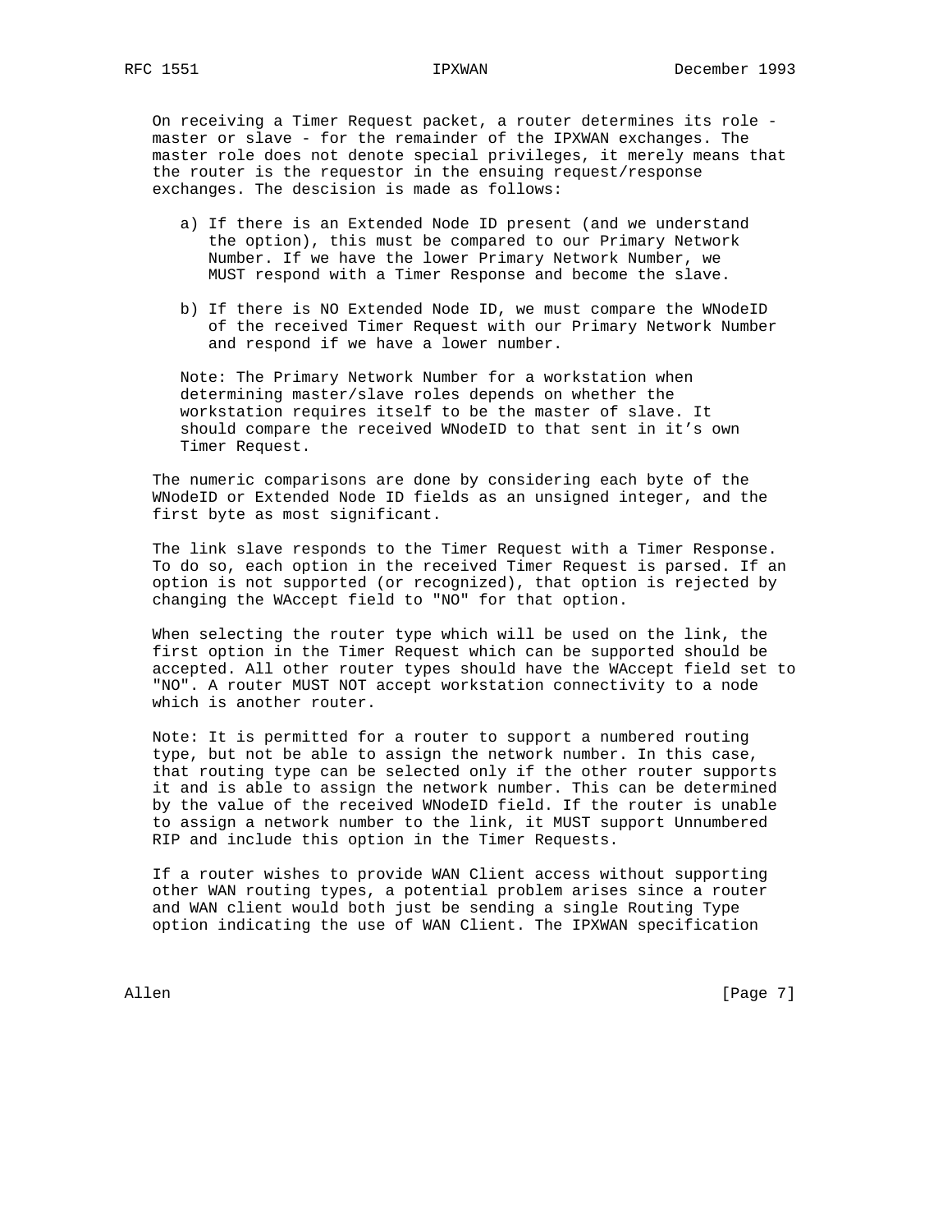On receiving a Timer Request packet, a router determines its role - master or slave - for the remainder of the IPXWAN exchanges. The master role does not denote special privileges, it merely means that the router is the requestor in the ensuing request/response exchanges. The descision is made as follows:

a) If there is an Extended Node ID present (and we understand the option), this must be compared to our Primary Network Number. If we have the lower Primary Network Number, we MUST respond with a Timer Response and become the slave.

b) If there is NO Extended Node ID, we must compare the WNodeID of the received Timer Request with our Primary Network Number and respond if we have a lower number.

Note: The Primary Network Number for a workstation when determining master/slave roles depends on whether the workstation requires itself to be the master of slave. It should compare the received WNodeID to that sent in it’s own Timer Request.

The numeric comparisons are done by considering each byte of the WNodeID or Extended Node ID fields as an unsigned integer, and the first byte as most significant.

The link slave responds to the Timer Request with a Timer Response. To do so, each option in the received Timer Request is parsed. If an option is not supported (or recognized), that option is rejected by changing the WAccept field to "NO" for that option.

When selecting the router type which will be used on the link, the first option in the Timer Request which can be supported should be accepted. All other router types should have the WAccept field set to "NO". A router MUST NOT accept workstation connectivity to a node which is another router.

Note: It is permitted for a router to support a numbered routing type, but not be able to assign the network number. In this case, that routing type can be selected only if the other router supports it and is able to assign the network number. This can be determined by the value of the received WNodeID field. If the router is unable to assign a network number to the link, it MUST support Unnumbered RIP and include this option in the Timer Requests.

If a router wishes to provide WAN Client access without supporting other WAN routing types, a potential problem arises since a router and WAN client would both just be sending a single Routing Type option indicating the use of WAN Client. The IPXWAN specification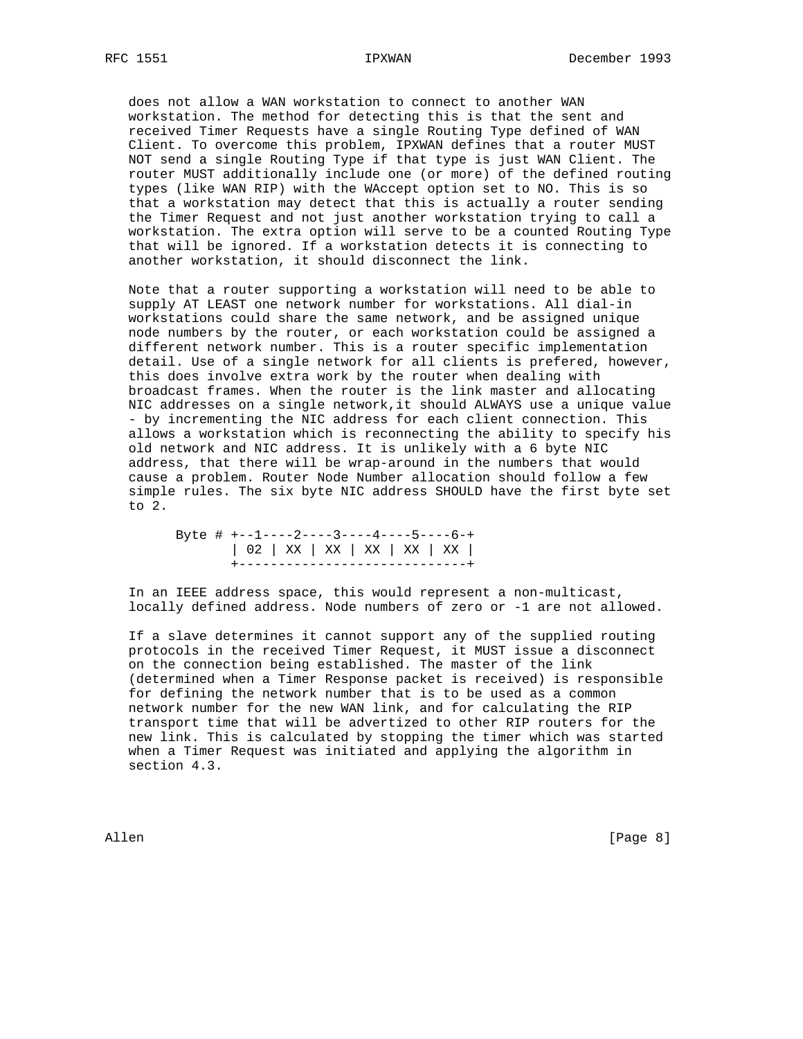does not allow a WAN workstation to connect to another WAN workstation. The method for detecting this is that the sent and received Timer Requests have a single Routing Type defined of WAN Client. To overcome this problem, IPXWAN defines that a router MUST NOT send a single Routing Type if that type is just WAN Client. The router MUST additionally include one (or more) of the defined routing types (like WAN RIP) with the WAccept option set to NO. This is so that a workstation may detect that this is actually a router sending the Timer Request and not just another workstation trying to call a workstation. The extra option will serve to be a counted Routing Type that will be ignored. If a workstation detects it is connecting to another workstation, it should disconnect the link.

Note that a router supporting a workstation will need to be able to supply AT LEAST one network number for workstations. All dial-in workstations could share the same network, and be assigned unique node numbers by the router, or each workstation could be assigned a different network number. This is a router specific implementation detail. Use of a single network for all clients is prefered, however, this does involve extra work by the router when dealing with broadcast frames. When the router is the link master and allocating NIC addresses on a single network,it should ALWAYS use a unique value - by incrementing the NIC address for each client connection. This allows a workstation which is reconnecting the ability to specify his old network and NIC address. It is unlikely with a 6 byte NIC address, that there will be wrap-around in the numbers that would cause a problem. Router Node Number allocation should follow a few simple rules. The six byte NIC address SHOULD have the first byte set to 2.

```
      Byte # +--1----2----3----4----5----6-+
             | 02 | XX | XX | XX | XX | XX |
             +-----------------------------+
```

In an IEEE address space, this would represent a non-multicast, locally defined address. Node numbers of zero or -1 are not allowed.

If a slave determines it cannot support any of the supplied routing protocols in the received Timer Request, it MUST issue a disconnect on the connection being established. The master of the link (determined when a Timer Response packet is received) is responsible for defining the network number that is to be used as a common network number for the new WAN link, and for calculating the RIP transport time that will be advertized to other RIP routers for the new link. This is calculated by stopping the timer which was started when a Timer Request was initiated and applying the algorithm in section 4.3.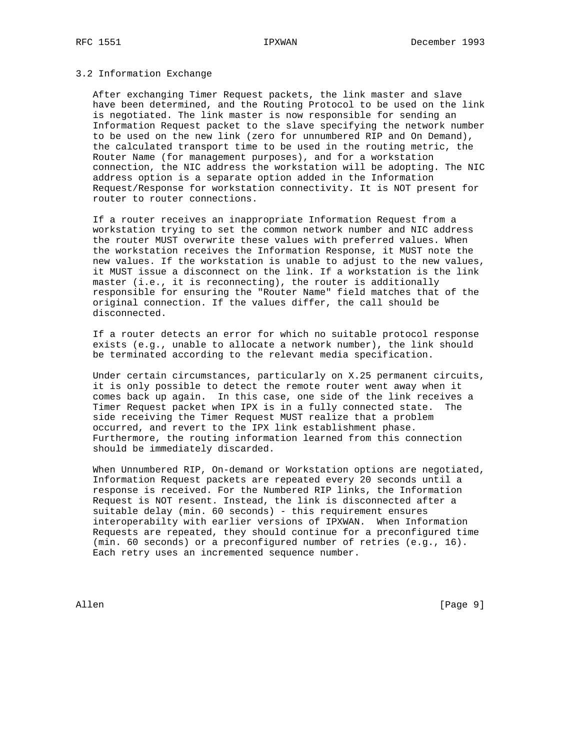### 3.2 Information Exchange

After exchanging Timer Request packets, the link master and slave have been determined, and the Routing Protocol to be used on the link is negotiated. The link master is now responsible for sending an Information Request packet to the slave specifying the network number to be used on the new link (zero for unnumbered RIP and On Demand), the calculated transport time to be used in the routing metric, the Router Name (for management purposes), and for a workstation connection, the NIC address the workstation will be adopting. The NIC address option is a separate option added in the Information Request/Response for workstation connectivity. It is NOT present for router to router connections.

If a router receives an inappropriate Information Request from a workstation trying to set the common network number and NIC address the router MUST overwrite these values with preferred values. When the workstation receives the Information Response, it MUST note the new values. If the workstation is unable to adjust to the new values, it MUST issue a disconnect on the link. If a workstation is the link master (i.e., it is reconnecting), the router is additionally responsible for ensuring the "Router Name" field matches that of the original connection. If the values differ, the call should be disconnected.

If a router detects an error for which no suitable protocol response exists (e.g., unable to allocate a network number), the link should be terminated according to the relevant media specification.

Under certain circumstances, particularly on X.25 permanent circuits, it is only possible to detect the remote router went away when it comes back up again. In this case, one side of the link receives a Timer Request packet when IPX is in a fully connected state. The side receiving the Timer Request MUST realize that a problem occurred, and revert to the IPX link establishment phase. Furthermore, the routing information learned from this connection should be immediately discarded.

When Unnumbered RIP, On-demand or Workstation options are negotiated, Information Request packets are repeated every 20 seconds until a response is received. For the Numbered RIP links, the Information Request is NOT resent. Instead, the link is disconnected after a suitable delay (min. 60 seconds) - this requirement ensures interoperabilty with earlier versions of IPXWAN. When Information Requests are repeated, they should continue for a preconfigured time (min. 60 seconds) or a preconfigured number of retries (e.g., 16). Each retry uses an incremented sequence number.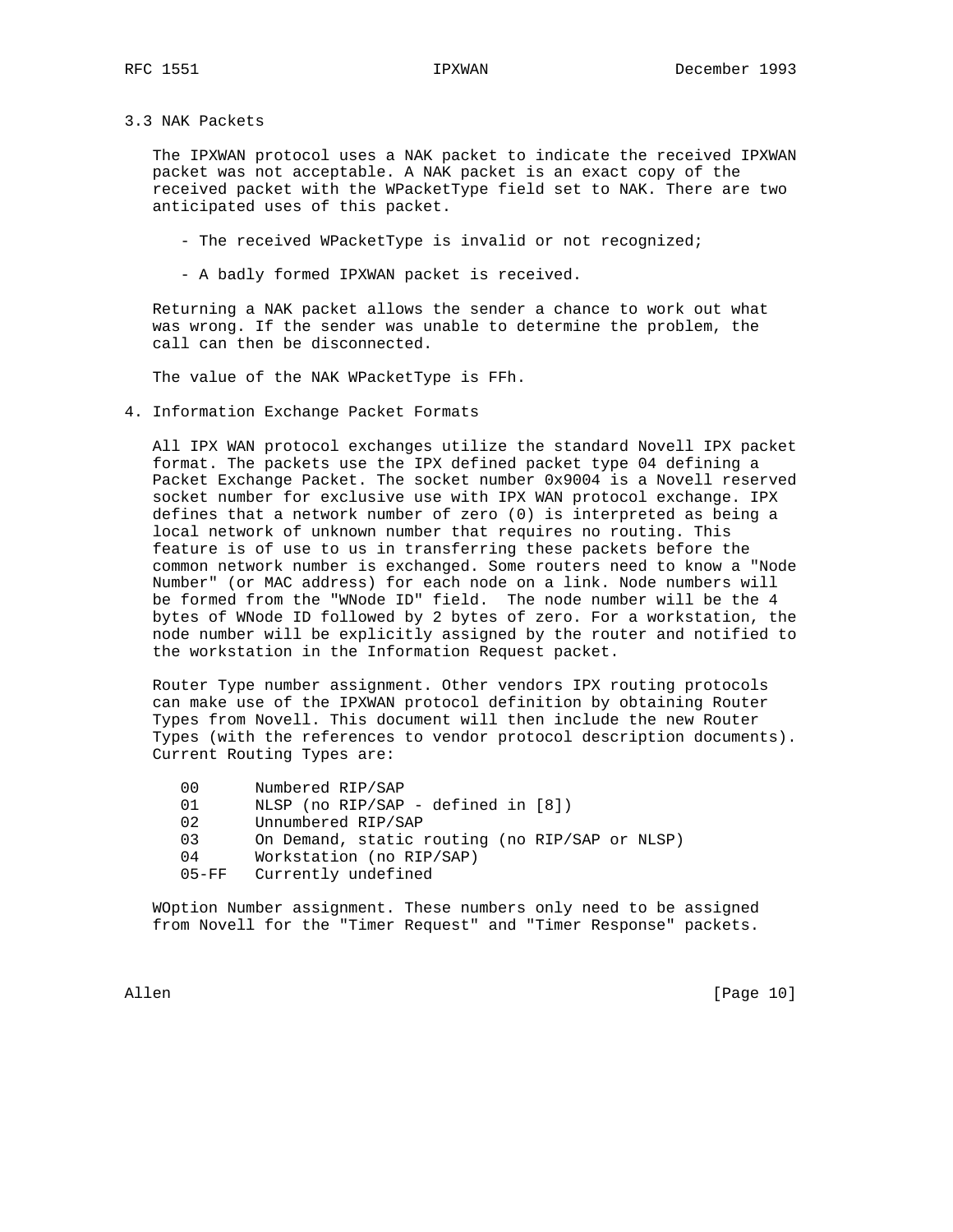### 3.3 NAK Packets

The IPXWAN protocol uses a NAK packet to indicate the received IPXWAN packet was not acceptable. A NAK packet is an exact copy of the received packet with the WPacketType field set to NAK. There are two anticipated uses of this packet.

- The received WPacketType is invalid or not recognized;
- A badly formed IPXWAN packet is received.

Returning a NAK packet allows the sender a chance to work out what was wrong. If the sender was unable to determine the problem, the call can then be disconnected.

The value of the NAK WPacketType is FFh.

## 4. Information Exchange Packet Formats

All IPX WAN protocol exchanges utilize the standard Novell IPX packet format. The packets use the IPX defined packet type 04 defining a Packet Exchange Packet. The socket number 0x9004 is a Novell reserved socket number for exclusive use with IPX WAN protocol exchange. IPX defines that a network number of zero (0) is interpreted as being a local network of unknown number that requires no routing. This feature is of use to us in transferring these packets before the common network number is exchanged. Some routers need to know a "Node Number" (or MAC address) for each node on a link. Node numbers will be formed from the "WNode ID" field. The node number will be the 4 bytes of WNode ID followed by 2 bytes of zero. For a workstation, the node number will be explicitly assigned by the router and notified to the workstation in the Information Request packet.

Router Type number assignment. Other vendors IPX routing protocols can make use of the IPXWAN protocol definition by obtaining Router Types from Novell. This document will then include the new Router Types (with the references to vendor protocol description documents). Current Routing Types are:

```
00      Numbered RIP/SAP
01      NLSP (no RIP/SAP - defined in [8])
02      Unnumbered RIP/SAP
03      On Demand, static routing (no RIP/SAP or NLSP)
04      Workstation (no RIP/SAP)
05-FF   Currently undefined
```

WOption Number assignment. These numbers only need to be assigned from Novell for the "Timer Request" and "Timer Response" packets.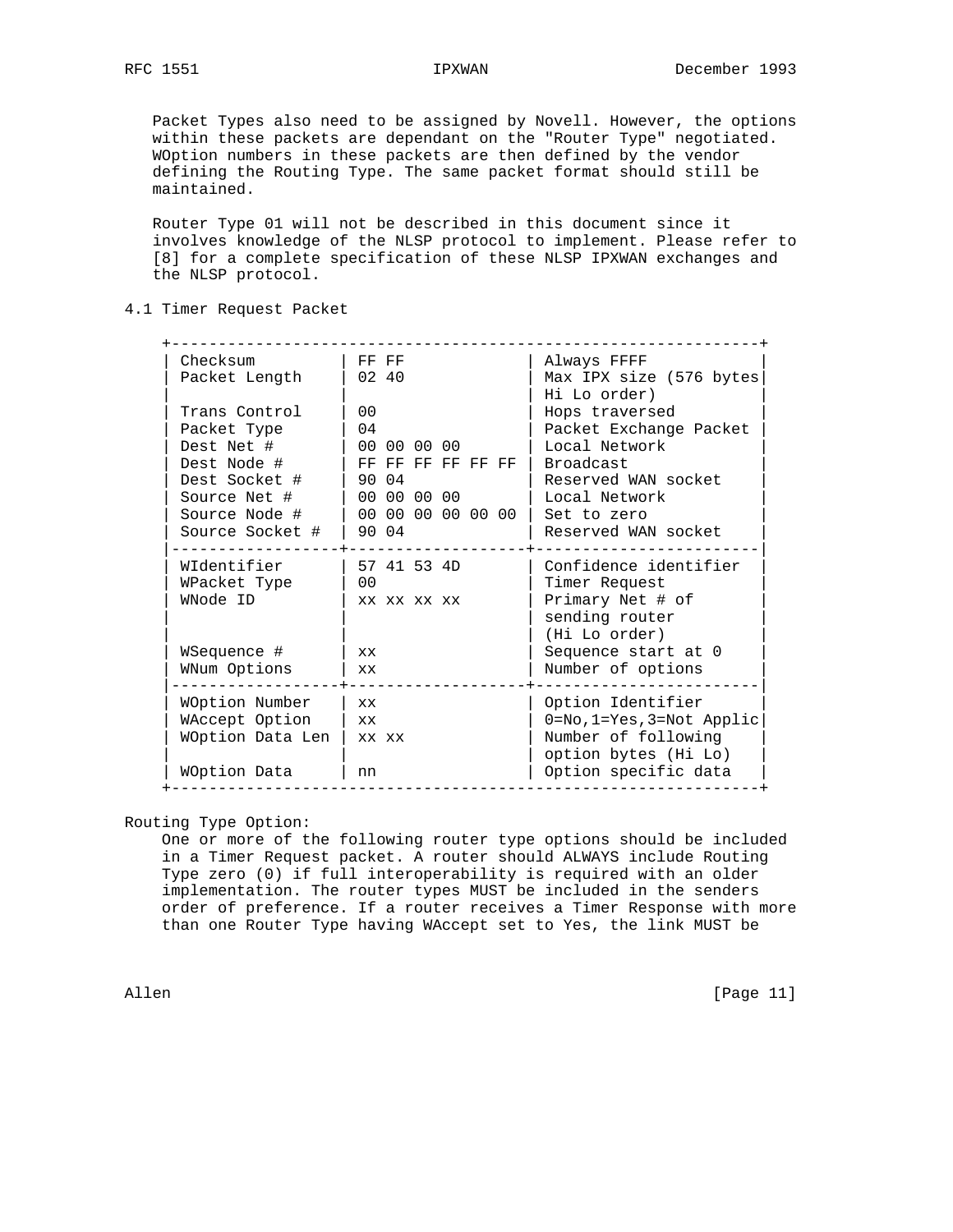Packet Types also need to be assigned by Novell. However, the options within these packets are dependant on the "Router Type" negotiated. WOption numbers in these packets are then defined by the vendor defining the Routing Type. The same packet format should still be maintained.

Router Type 01 will not be described in this document since it involves knowledge of the NLSP protocol to implement. Please refer to [8] for a complete specification of these NLSP IPXWAN exchanges and the NLSP protocol.

## 4.1 Timer Request Packet

```
+--------------------------------------------------------------+
| Checksum         | FF FF             | Always FFFF           |
| Packet Length    | 02 40             | Max IPX size (576 bytes|
|                  |                   | Hi Lo order)          |
| Trans Control    | 00                | Hops traversed        |
| Packet Type      | 04                | Packet Exchange Packet |
| Dest Net #       | 00 00 00 00       | Local Network         |
| Dest Node #      | FF FF FF FF FF FF | Broadcast             |
| Dest Socket #    | 90 04             | Reserved WAN socket   |
| Source Net #     | 00 00 00 00       | Local Network         |
| Source Node #    | 00 00 00 00 00 00 | Set to zero           |
| Source Socket #  | 90 04             | Reserved WAN socket   |
|------------------+-------------------+-----------------------|
| WIdentifier      | 57 41 53 4D       | Confidence identifier |
| WPacket Type     | 00                | Timer Request         |
| WNode ID         | xx xx xx xx       | Primary Net # of      |
|                  |                   | sending router        |
|                  |                   | (Hi Lo order)         |
| WSequence #      | xx                | Sequence start at 0   |
| WNum Options     | xx                | Number of options     |
|------------------+-------------------+-----------------------|
| WOption Number   | xx                | Option Identifier     |
| WAccept Option   | xx                | 0=No,1=Yes,3=Not Applic|
| WOption Data Len | xx xx             | Number of following   |
|                  |                   | option bytes (Hi Lo)  |
| WOption Data     | nn                | Option specific data  |
+--------------------------------------------------------------+
```

Routing Type Option:

One or more of the following router type options should be included in a Timer Request packet. A router should ALWAYS include Routing Type zero (0) if full interoperability is required with an older implementation. The router types MUST be included in the senders order of preference. If a router receives a Timer Response with more than one Router Type having WAccept set to Yes, the link MUST be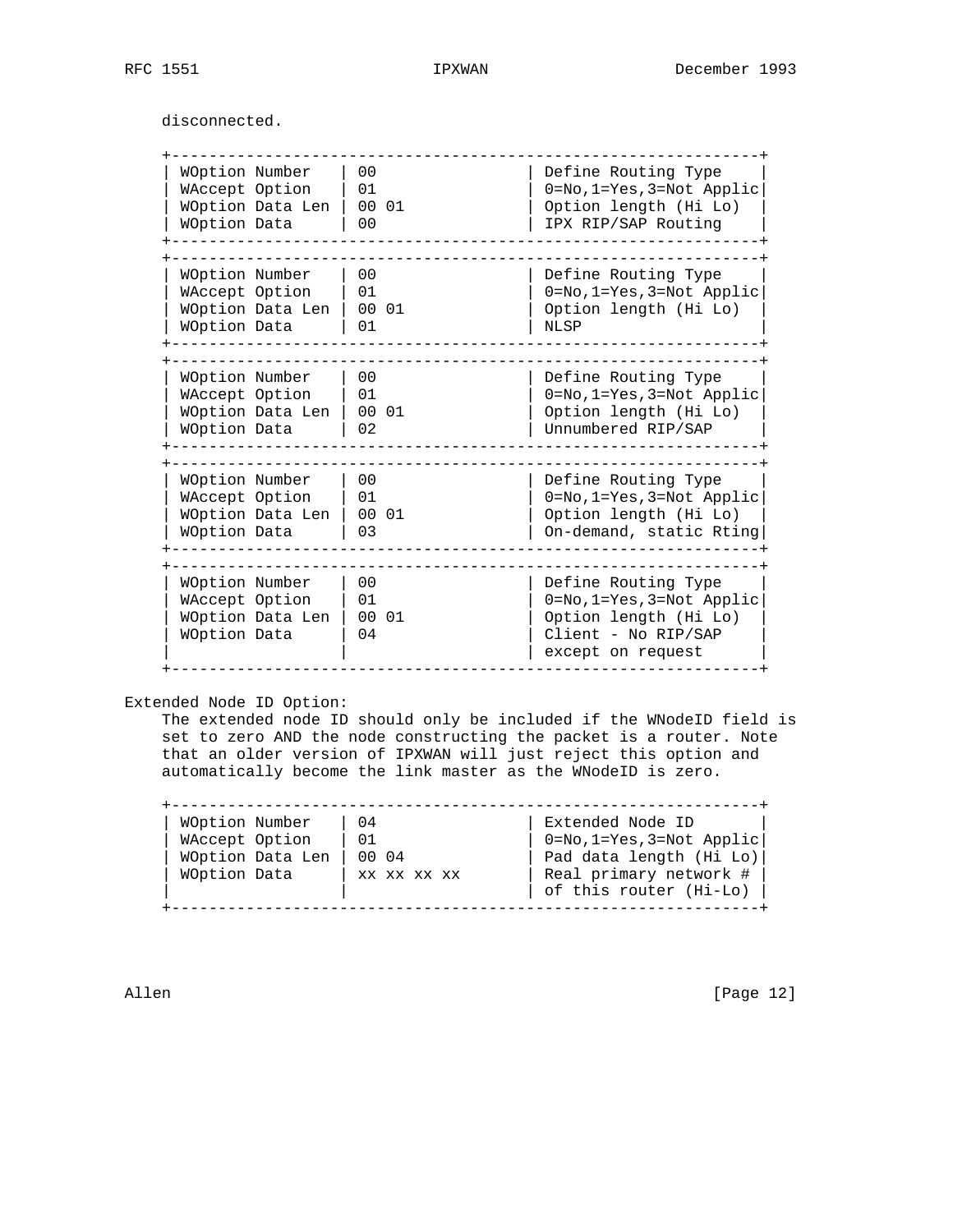disconnected.

```
+-------------------------------------------------------------+
| WOption Number   | 00                   | Define Routing Type    |
| WAccept Option   | 01                   | 0=No,1=Yes,3=Not Applic|
| WOption Data Len | 00 01                | Option length (Hi Lo)  |
| WOption Data     | 00                   | IPX RIP/SAP Routing    |
+-------------------------------------------------------------+
+-------------------------------------------------------------+
| WOption Number   | 00                   | Define Routing Type    |
| WAccept Option   | 01                   | 0=No,1=Yes,3=Not Applic|
| WOption Data Len | 00 01                | Option length (Hi Lo)  |
| WOption Data     | 01                   | NLSP                   |
+-------------------------------------------------------------+
+-------------------------------------------------------------+
| WOption Number   | 00                   | Define Routing Type    |
| WAccept Option   | 01                   | 0=No,1=Yes,3=Not Applic|
| WOption Data Len | 00 01                | Option length (Hi Lo)  |
| WOption Data     | 02                   | Unnumbered RIP/SAP     |
+-------------------------------------------------------------+
+-------------------------------------------------------------+
| WOption Number   | 00                   | Define Routing Type    |
| WAccept Option   | 01                   | 0=No,1=Yes,3=Not Applic|
| WOption Data Len | 00 01                | Option length (Hi Lo)  |
| WOption Data     | 03                   | On-demand, static Rting|
+-------------------------------------------------------------+
+-------------------------------------------------------------+
| WOption Number   | 00                   | Define Routing Type    |
| WAccept Option   | 01                   | 0=No,1=Yes,3=Not Applic|
| WOption Data Len | 00 01                | Option length (Hi Lo)  |
| WOption Data     | 04                   | Client - No RIP/SAP    |
|                  |                      | except on request      |
+-------------------------------------------------------------+
```

Extended Node ID Option:

The extended node ID should only be included if the WNodeID field is set to zero AND the node constructing the packet is a router. Note that an older version of IPXWAN will just reject this option and automatically become the link master as the WNodeID is zero.

```
+-------------------------------------------------------------+
| WOption Number   | 04                   | Extended Node ID       |
| WAccept Option   | 01                   | 0=No,1=Yes,3=Not Applic|
| WOption Data Len | 00 04                | Pad data length (Hi Lo)|
| WOption Data     | xx xx xx xx          | Real primary network # |
|                  |                      | of this router (Hi-Lo) |
+-------------------------------------------------------------+
```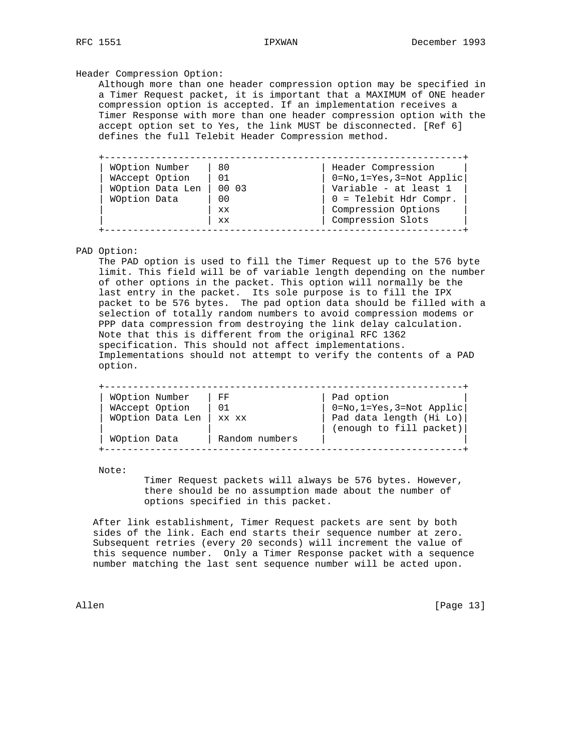Header Compression Option:

Although more than one header compression option may be specified in a Timer Request packet, it is important that a MAXIMUM of ONE header compression option is accepted. If an implementation receives a Timer Response with more than one header compression option with the accept option set to Yes, the link MUST be disconnected. [Ref 6] defines the full Telebit Header Compression method.

| | | |
|---|---|---|
| WOption Number | 80 | Header Compression |
| WAccept Option | 01 | 0=No,1=Yes,3=Not Applic |
| WOption Data Len | 00 03 | Variable - at least 1 |
| WOption Data | 00 | 0 = Telebit Hdr Compr. |
| | xx | Compression Options |
| | xx | Compression Slots |

PAD Option:

The PAD option is used to fill the Timer Request up to the 576 byte limit. This field will be of variable length depending on the number of other options in the packet. This option will normally be the last entry in the packet. Its sole purpose is to fill the IPX packet to be 576 bytes. The pad option data should be filled with a selection of totally random numbers to avoid compression modems or PPP data compression from destroying the link delay calculation. Note that this is different from the original RFC 1362 specification. This should not affect implementations. Implementations should not attempt to verify the contents of a PAD option.

| | | |
|---|---|---|
| WOption Number | FF | Pad option |
| WAccept Option | 01 | 0=No,1=Yes,3=Not Applic |
| WOption Data Len | xx xx | Pad data length (Hi Lo) (enough to fill packet) |
| WOption Data | Random numbers | |

Note:

Timer Request packets will always be 576 bytes. However, there should be no assumption made about the number of options specified in this packet.

After link establishment, Timer Request packets are sent by both sides of the link. Each end starts their sequence number at zero. Subsequent retries (every 20 seconds) will increment the value of this sequence number. Only a Timer Response packet with a sequence number matching the last sent sequence number will be acted upon.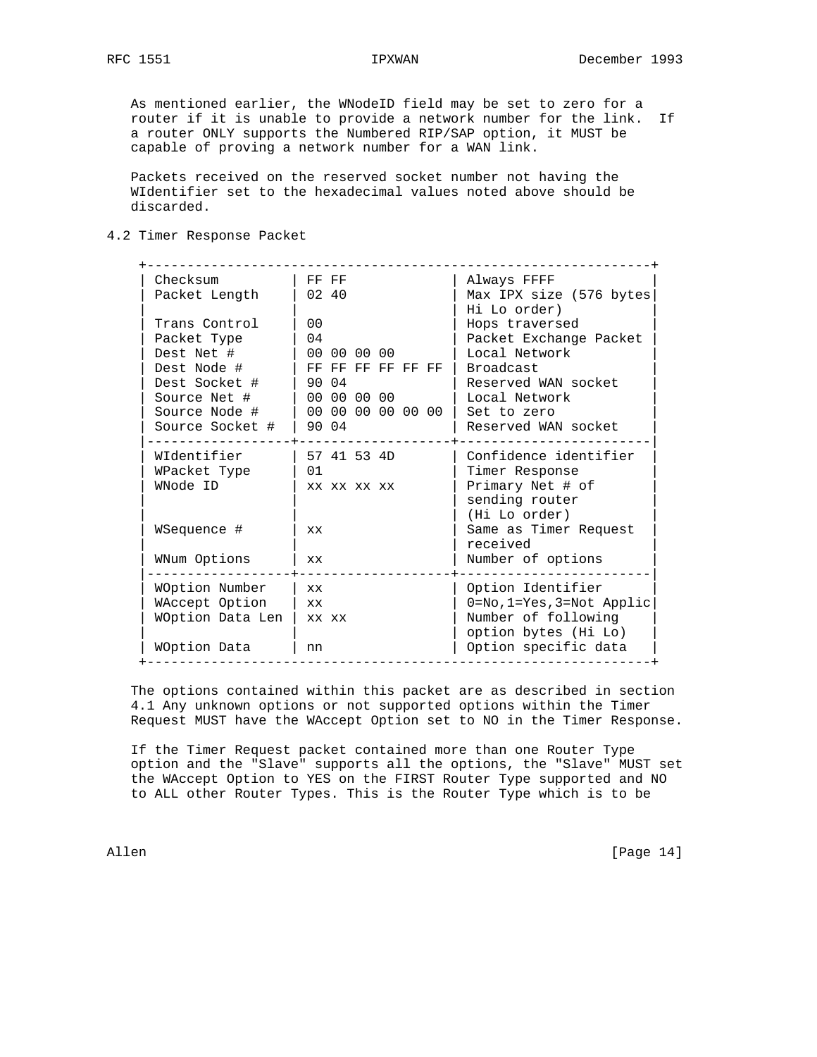As mentioned earlier, the WNodeID field may be set to zero for a router if it is unable to provide a network number for the link. If a router ONLY supports the Numbered RIP/SAP option, it MUST be capable of proving a network number for a WAN link.

Packets received on the reserved socket number not having the WIdentifier set to the hexadecimal values noted above should be discarded.

### 4.2 Timer Response Packet

```
 +-------------------------------------------------------------+
 | Checksum         | FF FF             | Always FFFF            |
 | Packet Length    | 02 40             | Max IPX size (576 bytes|
 |                  |                   | Hi Lo order)           |
 | Trans Control    | 00                | Hops traversed         |
 | Packet Type      | 04                | Packet Exchange Packet |
 | Dest Net #       | 00 00 00 00       | Local Network          |
 | Dest Node #      | FF FF FF FF FF FF | Broadcast              |
 | Dest Socket #    | 90 04             | Reserved WAN socket    |
 | Source Net #     | 00 00 00 00       | Local Network          |
 | Source Node #    | 00 00 00 00 00 00 | Set to zero            |
 | Source Socket #  | 90 04             | Reserved WAN socket    |
 |------------------+-------------------+------------------------|
 | WIdentifier      | 57 41 53 4D       | Confidence identifier  |
 | WPacket Type     | 01                | Timer Response         |
 | WNode ID         | xx xx xx xx       | Primary Net # of       |
 |                  |                   | sending router         |
 |                  |                   | (Hi Lo order)          |
 | WSequence #      | xx                | Same as Timer Request  |
 |                  |                   | received               |
 | WNum Options     | xx                | Number of options      |
 |------------------+-------------------+------------------------|
 | WOption Number   | xx                | Option Identifier      |
 | WAccept Option   | xx                | 0=No,1=Yes,3=Not Applic|
 | WOption Data Len | xx xx             | Number of following    |
 |                  |                   | option bytes (Hi Lo)   |
 | WOption Data     | nn                | Option specific data   |
 +-------------------------------------------------------------+
```

The options contained within this packet are as described in section 4.1 Any unknown options or not supported options within the Timer Request MUST have the WAccept Option set to NO in the Timer Response.

If the Timer Request packet contained more than one Router Type option and the "Slave" supports all the options, the "Slave" MUST set the WAccept Option to YES on the FIRST Router Type supported and NO to ALL other Router Types. This is the Router Type which is to be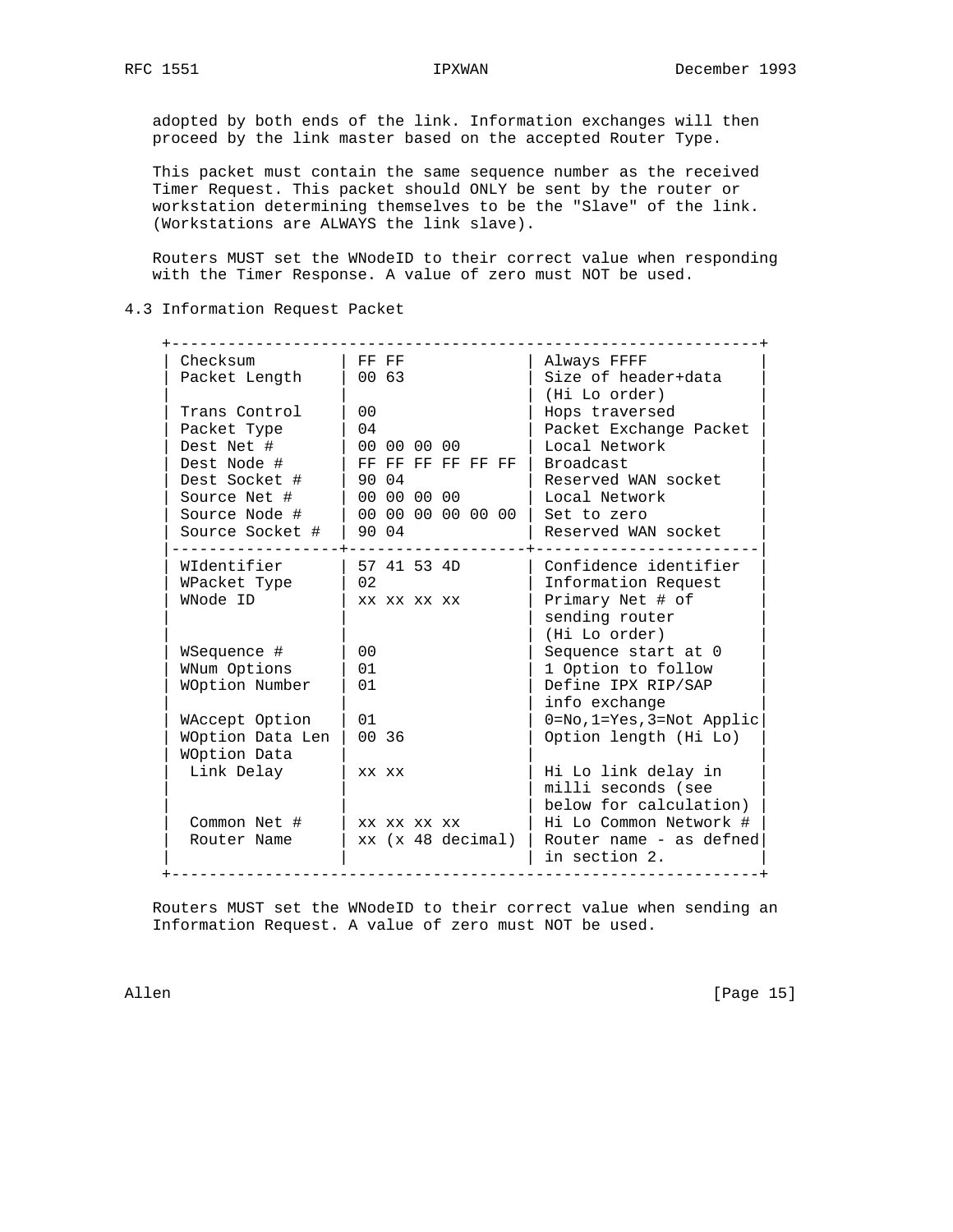adopted by both ends of the link. Information exchanges will then proceed by the link master based on the accepted Router Type.

This packet must contain the same sequence number as the received Timer Request. This packet should ONLY be sent by the router or workstation determining themselves to be the "Slave" of the link. (Workstations are ALWAYS the link slave).

Routers MUST set the WNodeID to their correct value when responding with the Timer Response. A value of zero must NOT be used.

## 4.3 Information Request Packet

```
+---------------------------------------------------------------+
| Checksum         | FF FF             | Always FFFF            |
| Packet Length    | 00 63             | Size of header+data    |
|                  |                   | (Hi Lo order)          |
| Trans Control    | 00                | Hops traversed         |
| Packet Type      | 04                | Packet Exchange Packet |
| Dest Net #       | 00 00 00 00       | Local Network          |
| Dest Node #      | FF FF FF FF FF FF | Broadcast              |
| Dest Socket #    | 90 04             | Reserved WAN socket    |
| Source Net #     | 00 00 00 00       | Local Network          |
| Source Node #    | 00 00 00 00 00 00 | Set to zero            |
| Source Socket #  | 90 04             | Reserved WAN socket    |
|------------------+-------------------+------------------------|
| WIdentifier      | 57 41 53 4D       | Confidence identifier  |
| WPacket Type     | 02                | Information Request    |
| WNode ID         | xx xx xx xx       | Primary Net # of       |
|                  |                   | sending router         |
|                  |                   | (Hi Lo order)          |
| WSequence #      | 00                | Sequence start at 0    |
| WNum Options     | 01                | 1 Option to follow     |
| WOption Number   | 01                | Define IPX RIP/SAP     |
|                  |                   | info exchange          |
| WAccept Option   | 01                | 0=No,1=Yes,3=Not Applic|
| WOption Data Len | 00 36             | Option length (Hi Lo)  |
| WOption Data     |                   |                        |
|  Link Delay      | xx xx             | Hi Lo link delay in    |
|                  |                   | milli seconds (see     |
|                  |                   | below for calculation) |
|  Common Net #    | xx xx xx xx       | Hi Lo Common Network # |
|  Router Name     | xx (x 48 decimal) | Router name - as defned|
|                  |                   | in section 2.          |
+---------------------------------------------------------------+
```

Routers MUST set the WNodeID to their correct value when sending an Information Request. A value of zero must NOT be used.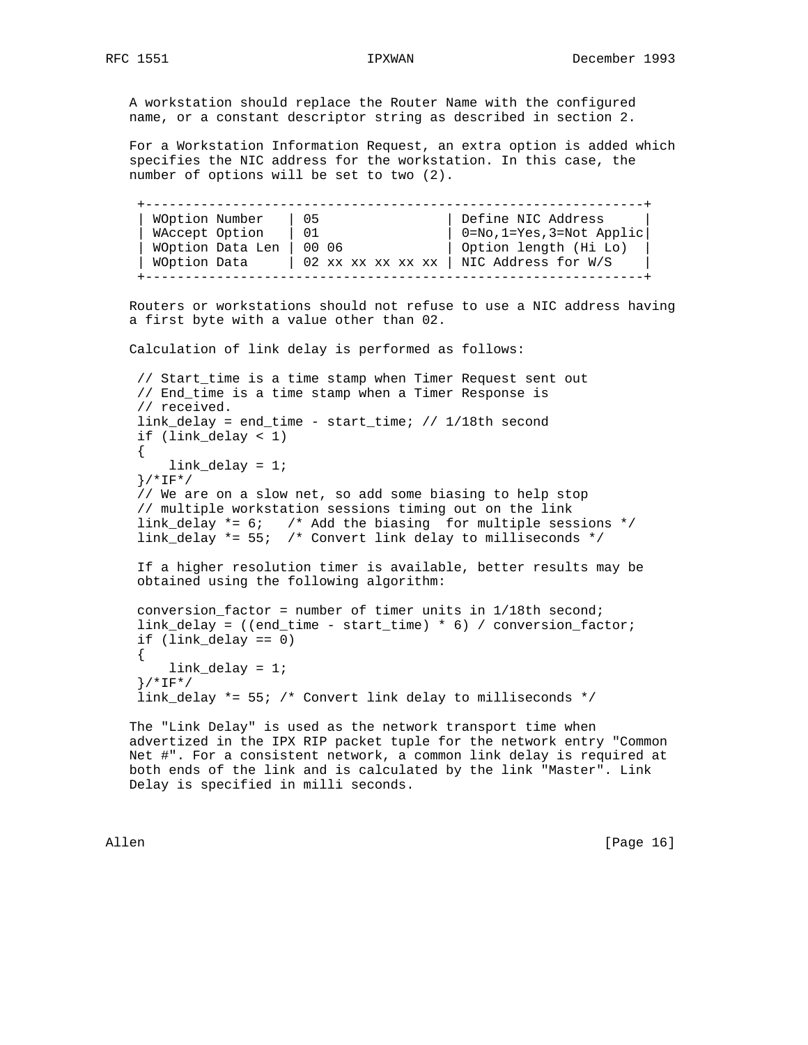A workstation should replace the Router Name with the configured name, or a constant descriptor string as described in section 2.

For a Workstation Information Request, an extra option is added which specifies the NIC address for the workstation. In this case, the number of options will be set to two (2).

```
+--------------------------------------------------------------+
| WOption Number   | 05                | Define NIC Address      |
| WAccept Option   | 01                | 0=No,1=Yes,3=Not Applic|
| WOption Data Len | 00 06             | Option length (Hi Lo)   |
| WOption Data     | 02 xx xx xx xx xx | NIC Address for W/S     |
+--------------------------------------------------------------+
```

Routers or workstations should not refuse to use a NIC address having a first byte with a value other than 02.

Calculation of link delay is performed as follows:

```
// Start_time is a time stamp when Timer Request sent out
// End_time is a time stamp when a Timer Response is
// received.
link_delay = end_time - start_time; // 1/18th second
if (link_delay < 1)
{
    link_delay = 1;
}/*IF*/
// We are on a slow net, so add some biasing to help stop
// multiple workstation sessions timing out on the link
link_delay *= 6;   /* Add the biasing  for multiple sessions */
link_delay *= 55;  /* Convert link delay to milliseconds */
```

If a higher resolution timer is available, better results may be obtained using the following algorithm:

```
conversion_factor = number of timer units in 1/18th second;
link_delay = ((end_time - start_time) * 6) / conversion_factor;
if (link_delay == 0)
{
    link_delay = 1;
}/*IF*/
link_delay *= 55; /* Convert link delay to milliseconds */
```

The "Link Delay" is used as the network transport time when advertized in the IPX RIP packet tuple for the network entry "Common Net #". For a consistent network, a common link delay is required at both ends of the link and is calculated by the link "Master". Link Delay is specified in milli seconds.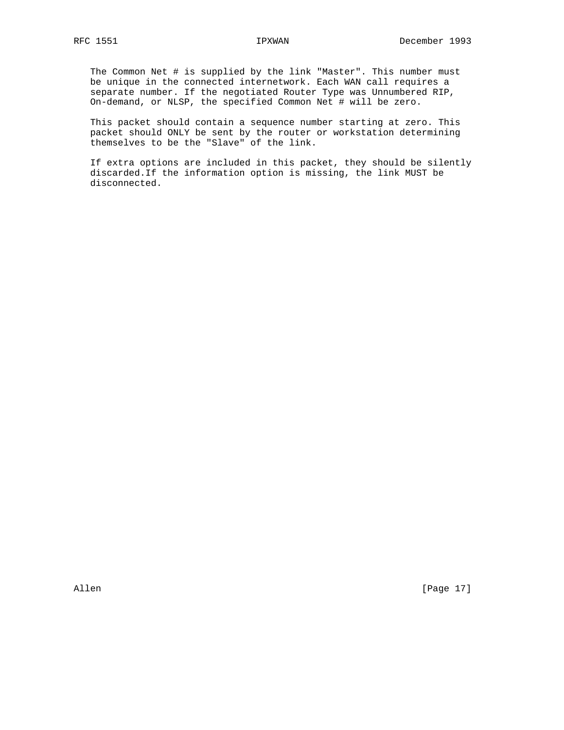The Common Net # is supplied by the link "Master". This number must be unique in the connected internetwork. Each WAN call requires a separate number. If the negotiated Router Type was Unnumbered RIP, On-demand, or NLSP, the specified Common Net # will be zero.

This packet should contain a sequence number starting at zero. This packet should ONLY be sent by the router or workstation determining themselves to be the "Slave" of the link.

If extra options are included in this packet, they should be silently discarded.If the information option is missing, the link MUST be disconnected.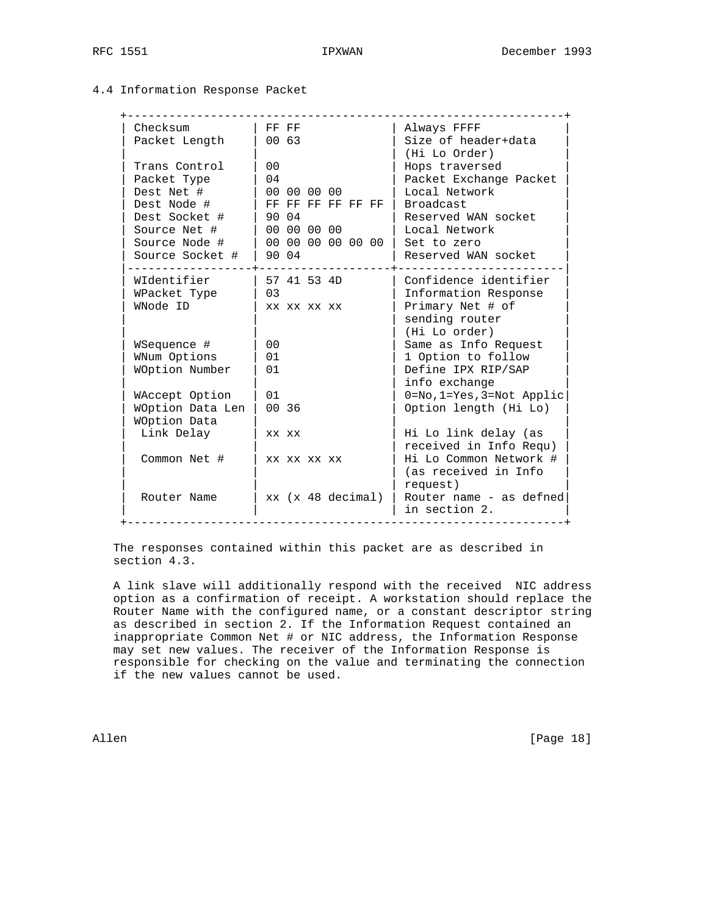### 4.4 Information Response Packet

| Field | Value | Description |
|---|---|---|
| Checksum | FF FF | Always FFFF |
| Packet Length | 00 63 | Size of header+data (Hi Lo Order) |
| Trans Control | 00 | Hops traversed |
| Packet Type | 04 | Packet Exchange Packet |
| Dest Net # | 00 00 00 00 | Local Network |
| Dest Node # | FF FF FF FF FF FF | Broadcast |
| Dest Socket # | 90 04 | Reserved WAN socket |
| Source Net # | 00 00 00 00 | Local Network |
| Source Node # | 00 00 00 00 00 00 | Set to zero |
| Source Socket # | 90 04 | Reserved WAN socket |
| WIdentifier | 57 41 53 4D | Confidence identifier |
| WPacket Type | 03 | Information Response |
| WNode ID | xx xx xx xx | Primary Net # of sending router (Hi Lo order) |
| WSequence # | 00 | Same as Info Request |
| WNum Options | 01 | 1 Option to follow |
| WOption Number | 01 | Define IPX RIP/SAP info exchange |
| WAccept Option | 01 | 0=No,1=Yes,3=Not Applic |
| WOption Data Len | 00 36 | Option length (Hi Lo) |
| WOption Data | | |
| Link Delay | xx xx | Hi Lo link delay (as received in Info Requ) |
| Common Net # | xx xx xx xx | Hi Lo Common Network # (as received in Info request) |
| Router Name | xx (x 48 decimal) | Router name - as defned in section 2. |

The responses contained within this packet are as described in section 4.3.

A link slave will additionally respond with the received NIC address option as a confirmation of receipt. A workstation should replace the Router Name with the configured name, or a constant descriptor string as described in section 2. If the Information Request contained an inappropriate Common Net # or NIC address, the Information Response may set new values. The receiver of the Information Response is responsible for checking on the value and terminating the connection if the new values cannot be used.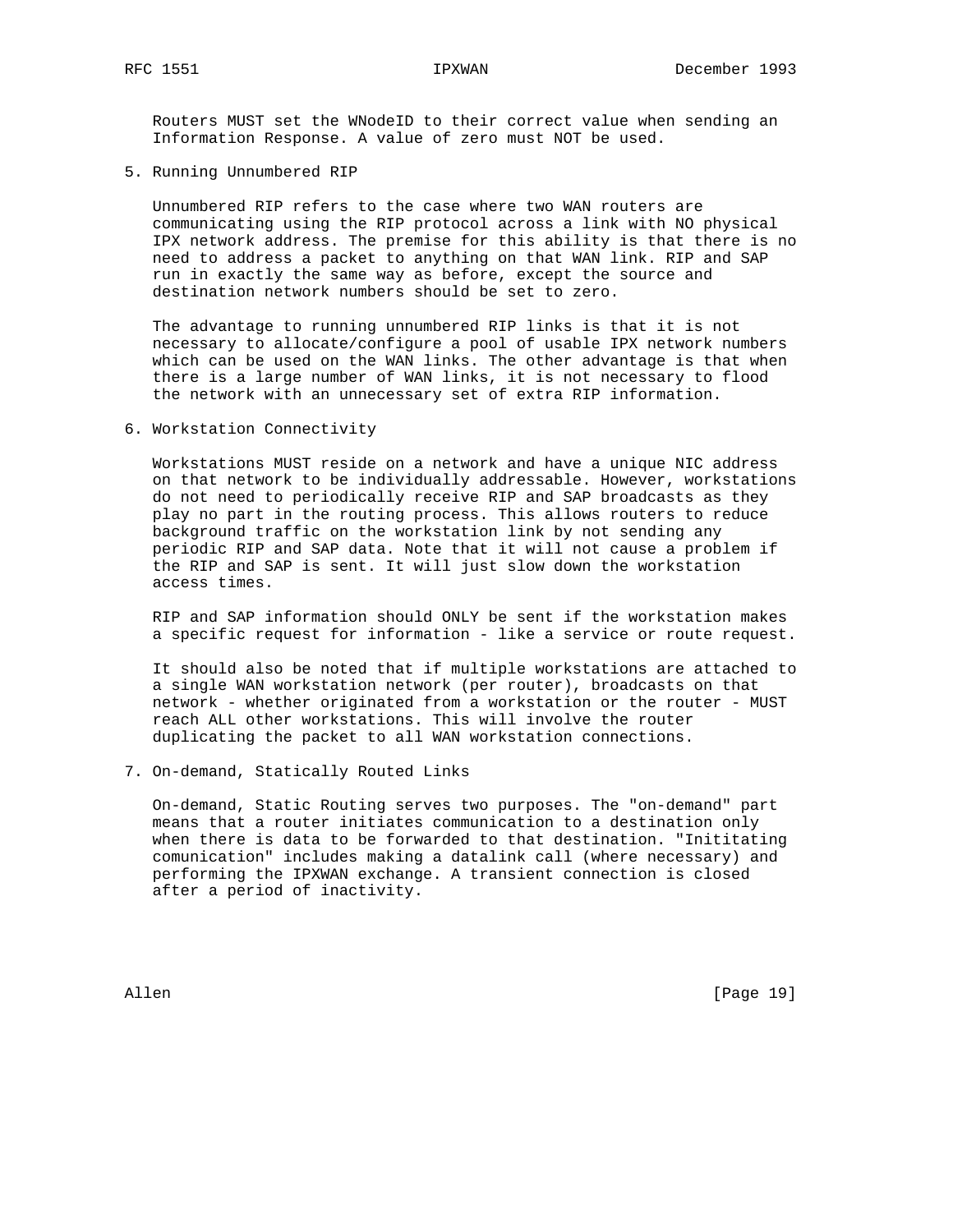Routers MUST set the WNodeID to their correct value when sending an Information Response. A value of zero must NOT be used.

## 5. Running Unnumbered RIP

Unnumbered RIP refers to the case where two WAN routers are communicating using the RIP protocol across a link with NO physical IPX network address. The premise for this ability is that there is no need to address a packet to anything on that WAN link. RIP and SAP run in exactly the same way as before, except the source and destination network numbers should be set to zero.

The advantage to running unnumbered RIP links is that it is not necessary to allocate/configure a pool of usable IPX network numbers which can be used on the WAN links. The other advantage is that when there is a large number of WAN links, it is not necessary to flood the network with an unnecessary set of extra RIP information.

## 6. Workstation Connectivity

Workstations MUST reside on a network and have a unique NIC address on that network to be individually addressable. However, workstations do not need to periodically receive RIP and SAP broadcasts as they play no part in the routing process. This allows routers to reduce background traffic on the workstation link by not sending any periodic RIP and SAP data. Note that it will not cause a problem if the RIP and SAP is sent. It will just slow down the workstation access times.

RIP and SAP information should ONLY be sent if the workstation makes a specific request for information - like a service or route request.

It should also be noted that if multiple workstations are attached to a single WAN workstation network (per router), broadcasts on that network - whether originated from a workstation or the router - MUST reach ALL other workstations. This will involve the router duplicating the packet to all WAN workstation connections.

## 7. On-demand, Statically Routed Links

On-demand, Static Routing serves two purposes. The "on-demand" part means that a router initiates communication to a destination only when there is data to be forwarded to that destination. "Inititating comunication" includes making a datalink call (where necessary) and performing the IPXWAN exchange. A transient connection is closed after a period of inactivity.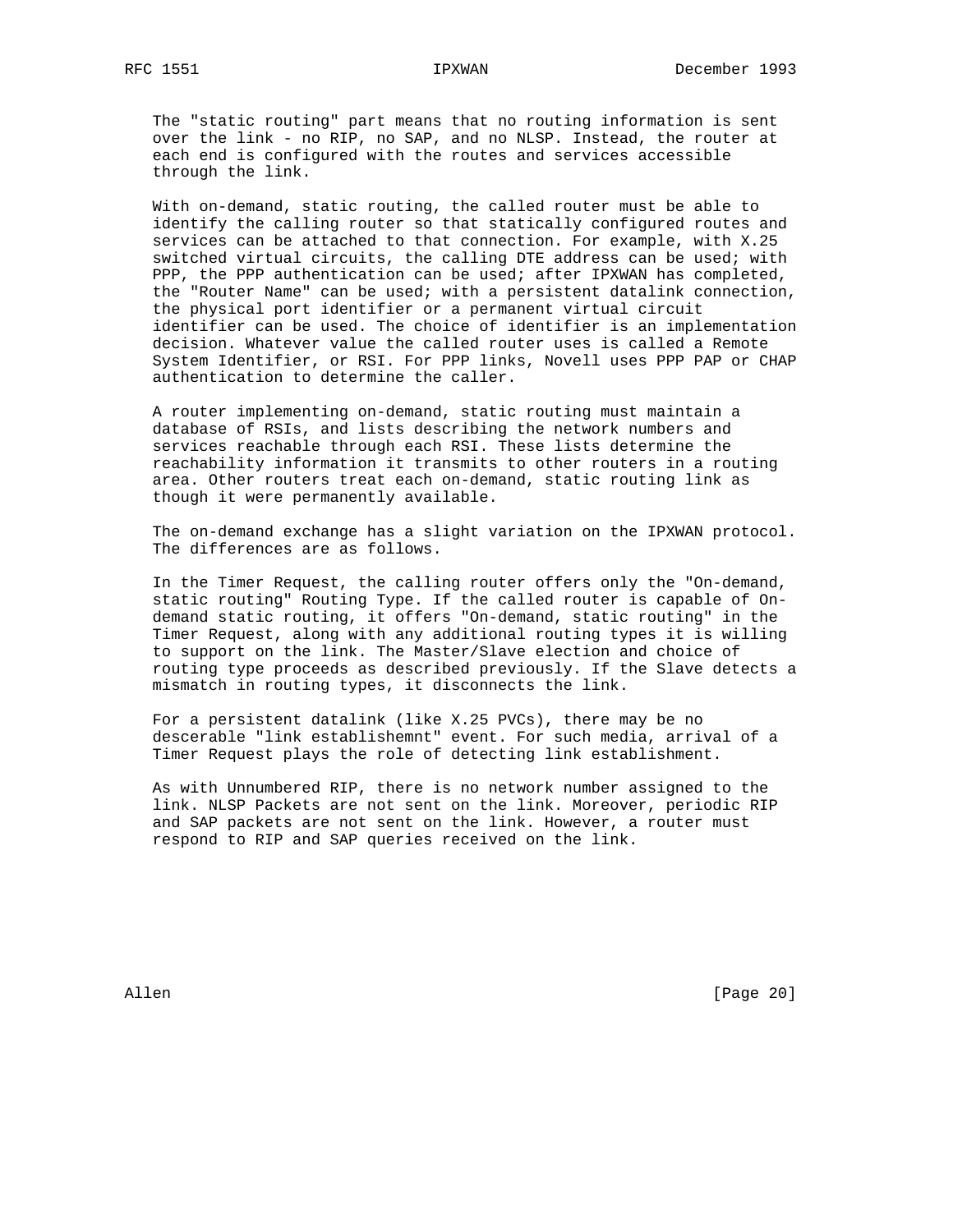The "static routing" part means that no routing information is sent over the link - no RIP, no SAP, and no NLSP. Instead, the router at each end is configured with the routes and services accessible through the link.

With on-demand, static routing, the called router must be able to identify the calling router so that statically configured routes and services can be attached to that connection. For example, with X.25 switched virtual circuits, the calling DTE address can be used; with PPP, the PPP authentication can be used; after IPXWAN has completed, the "Router Name" can be used; with a persistent datalink connection, the physical port identifier or a permanent virtual circuit identifier can be used. The choice of identifier is an implementation decision. Whatever value the called router uses is called a Remote System Identifier, or RSI. For PPP links, Novell uses PPP PAP or CHAP authentication to determine the caller.

A router implementing on-demand, static routing must maintain a database of RSIs, and lists describing the network numbers and services reachable through each RSI. These lists determine the reachability information it transmits to other routers in a routing area. Other routers treat each on-demand, static routing link as though it were permanently available.

The on-demand exchange has a slight variation on the IPXWAN protocol. The differences are as follows.

In the Timer Request, the calling router offers only the "On-demand, static routing" Routing Type. If the called router is capable of On-demand static routing, it offers "On-demand, static routing" in the Timer Request, along with any additional routing types it is willing to support on the link. The Master/Slave election and choice of routing type proceeds as described previously. If the Slave detects a mismatch in routing types, it disconnects the link.

For a persistent datalink (like X.25 PVCs), there may be no descerable "link establishemnt" event. For such media, arrival of a Timer Request plays the role of detecting link establishment.

As with Unnumbered RIP, there is no network number assigned to the link. NLSP Packets are not sent on the link. Moreover, periodic RIP and SAP packets are not sent on the link. However, a router must respond to RIP and SAP queries received on the link.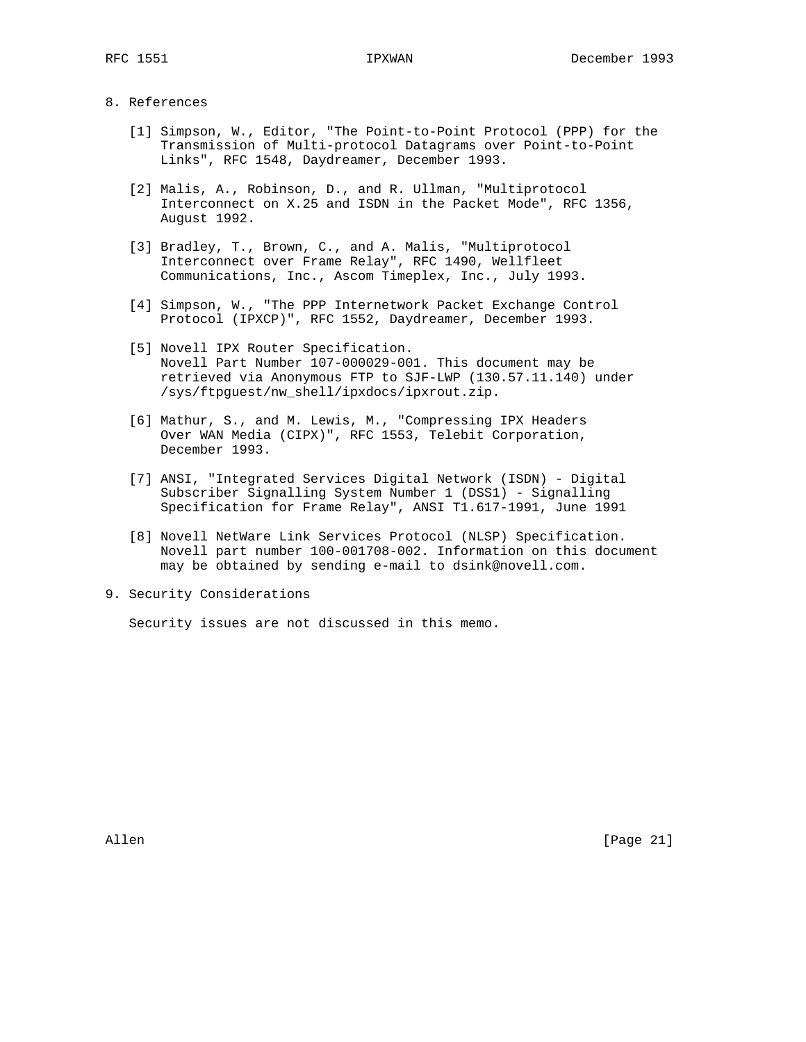## 8. References

[1] Simpson, W., Editor, "The Point-to-Point Protocol (PPP) for the Transmission of Multi-protocol Datagrams over Point-to-Point Links", RFC 1548, Daydreamer, December 1993.

[2] Malis, A., Robinson, D., and R. Ullman, "Multiprotocol Interconnect on X.25 and ISDN in the Packet Mode", RFC 1356, August 1992.

[3] Bradley, T., Brown, C., and A. Malis, "Multiprotocol Interconnect over Frame Relay", RFC 1490, Wellfleet Communications, Inc., Ascom Timeplex, Inc., July 1993.

[4] Simpson, W., "The PPP Internetwork Packet Exchange Control Protocol (IPXCP)", RFC 1552, Daydreamer, December 1993.

[5] Novell IPX Router Specification. Novell Part Number 107-000029-001. This document may be retrieved via Anonymous FTP to SJF-LWP (130.57.11.140) under /sys/ftpguest/nw_shell/ipxdocs/ipxrout.zip.

[6] Mathur, S., and M. Lewis, M., "Compressing IPX Headers Over WAN Media (CIPX)", RFC 1553, Telebit Corporation, December 1993.

[7] ANSI, "Integrated Services Digital Network (ISDN) - Digital Subscriber Signalling System Number 1 (DSS1) - Signalling Specification for Frame Relay", ANSI T1.617-1991, June 1991

[8] Novell NetWare Link Services Protocol (NLSP) Specification. Novell part number 100-001708-002. Information on this document may be obtained by sending e-mail to dsink@novell.com.

## 9. Security Considerations

Security issues are not discussed in this memo.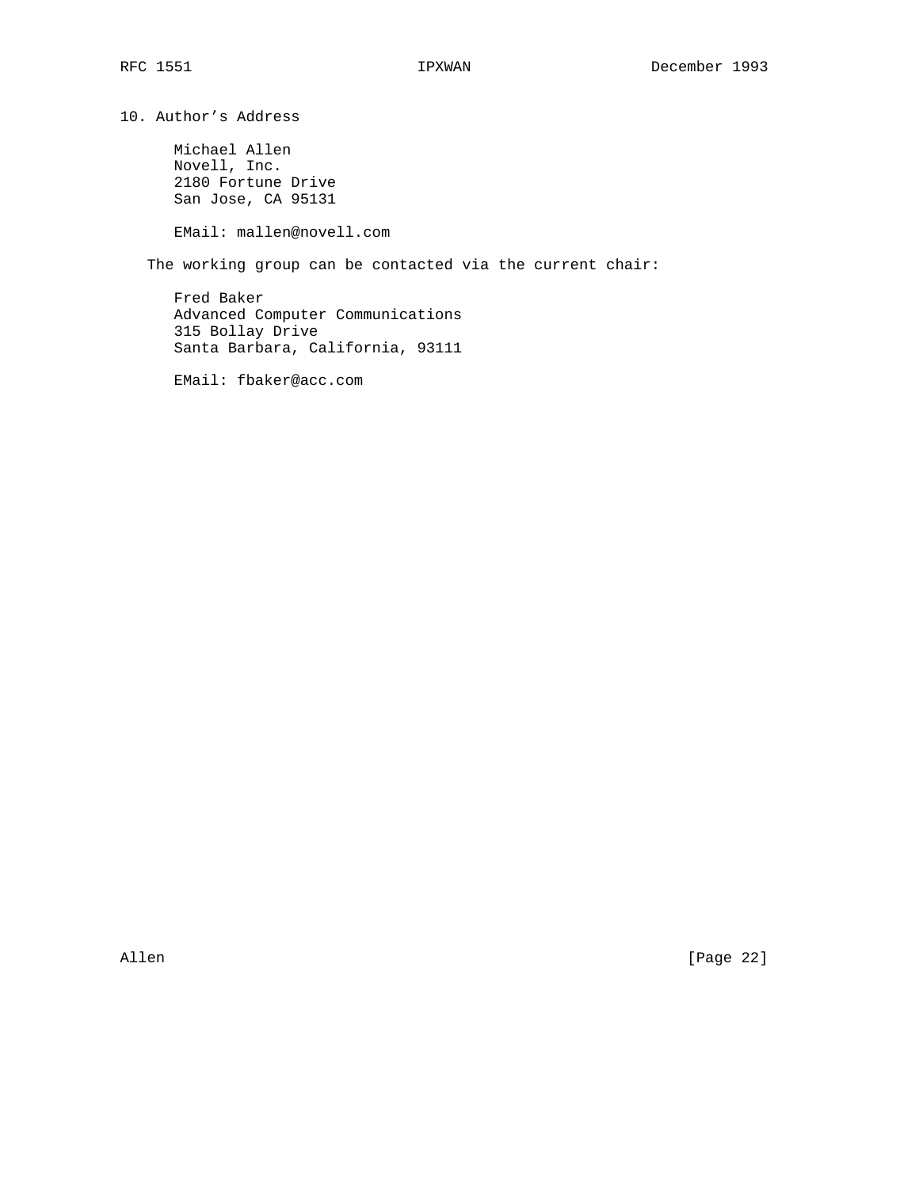## 10. Author's Address

Michael Allen
Novell, Inc.
2180 Fortune Drive
San Jose, CA 95131

EMail: mallen@novell.com

The working group can be contacted via the current chair:

Fred Baker
Advanced Computer Communications
315 Bollay Drive
Santa Barbara, California, 93111

EMail: fbaker@acc.com